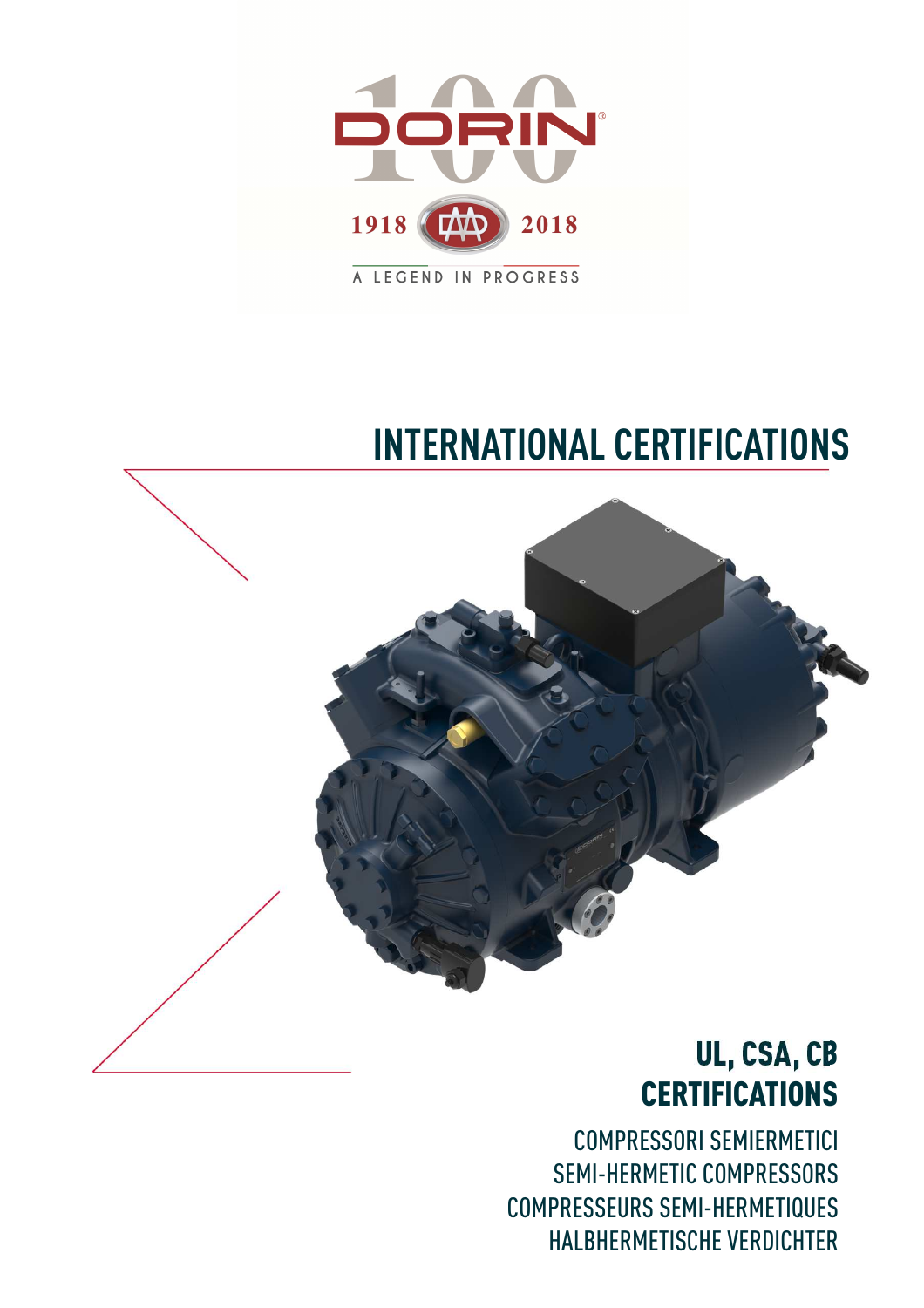DORIN®

1918 2018

A LEGEND IN PROGRESS

# INTERNATIONAL CERTIFICATIONS

## UL, CSA, CB CERTIFICATIONS

COMPRESSORI SEMIERMETICI
SEMI-HERMETIC COMPRESSORS
COMPRESSEURS SEMI-HERMETIQUES
HALBHERMETISCHE VERDICHTER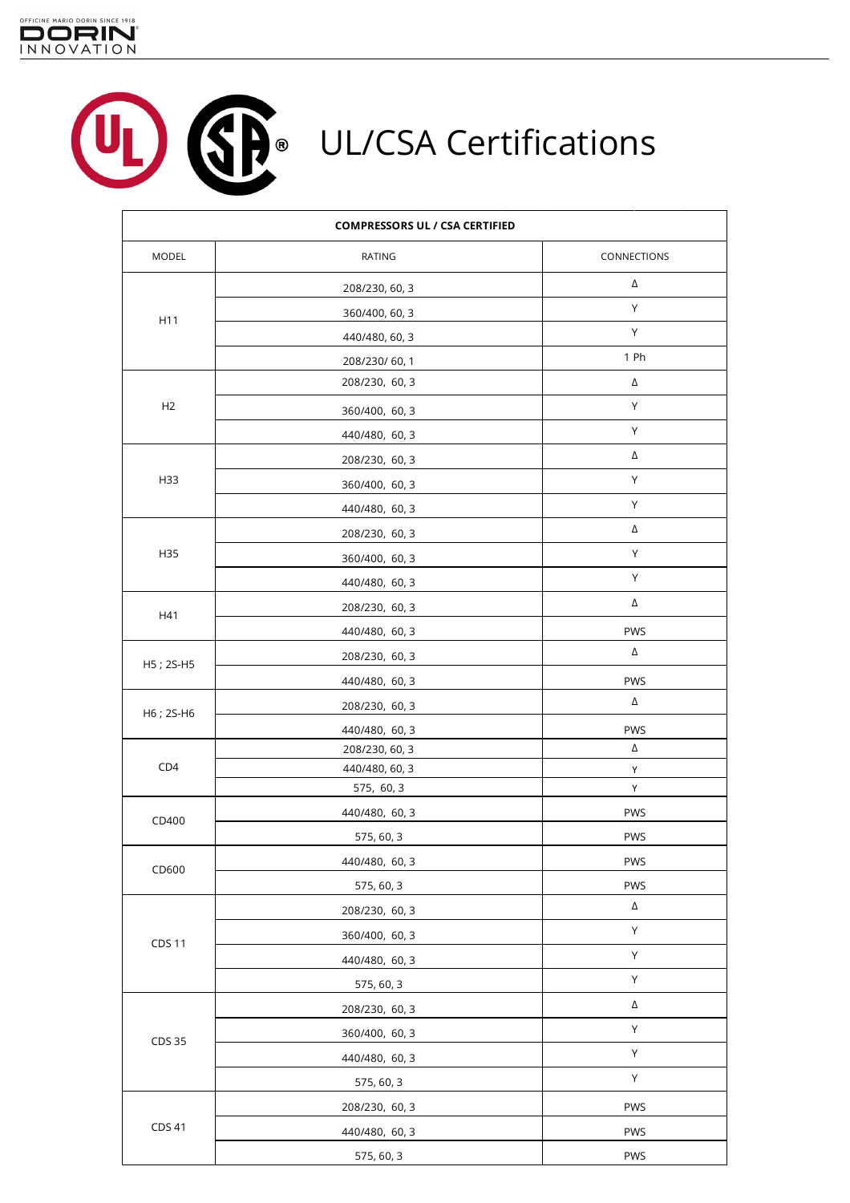# UL/CSA Certifications

| COMPRESSORS UL / CSA CERTIFIED | | |
|---|---|---|
| MODEL | RATING | CONNECTIONS |
| H11 | 208/230, 60, 3 | Δ |
| | 360/400, 60, 3 | Y |
| | 440/480, 60, 3 | Y |
| | 208/230/ 60, 1 | 1 Ph |
| H2 | 208/230, 60, 3 | Δ |
| | 360/400, 60, 3 | Y |
| | 440/480, 60, 3 | Y |
| H33 | 208/230, 60, 3 | Δ |
| | 360/400, 60, 3 | Y |
| | 440/480, 60, 3 | Y |
| H35 | 208/230, 60, 3 | Δ |
| | 360/400, 60, 3 | Y |
| | 440/480, 60, 3 | Y |
| H41 | 208/230, 60, 3 | Δ |
| | 440/480, 60, 3 | PWS |
| H5 ; 2S-H5 | 208/230, 60, 3 | Δ |
| | 440/480, 60, 3 | PWS |
| H6 ; 2S-H6 | 208/230, 60, 3 | Δ |
| | 440/480, 60, 3 | PWS |
| CD4 | 208/230, 60, 3 | Δ |
| | 440/480, 60, 3 | Y |
| | 575, 60, 3 | Y |
| CD400 | 440/480, 60, 3 | PWS |
| | 575, 60, 3 | PWS |
| CD600 | 440/480, 60, 3 | PWS |
| | 575, 60, 3 | PWS |
| CDS 11 | 208/230, 60, 3 | Δ |
| | 360/400, 60, 3 | Y |
| | 440/480, 60, 3 | Y |
| | 575, 60, 3 | Y |
| CDS 35 | 208/230, 60, 3 | Δ |
| | 360/400, 60, 3 | Y |
| | 440/480, 60, 3 | Y |
| | 575, 60, 3 | Y |
| CDS 41 | 208/230, 60, 3 | PWS |
| | 440/480, 60, 3 | PWS |
| | 575, 60, 3 | PWS |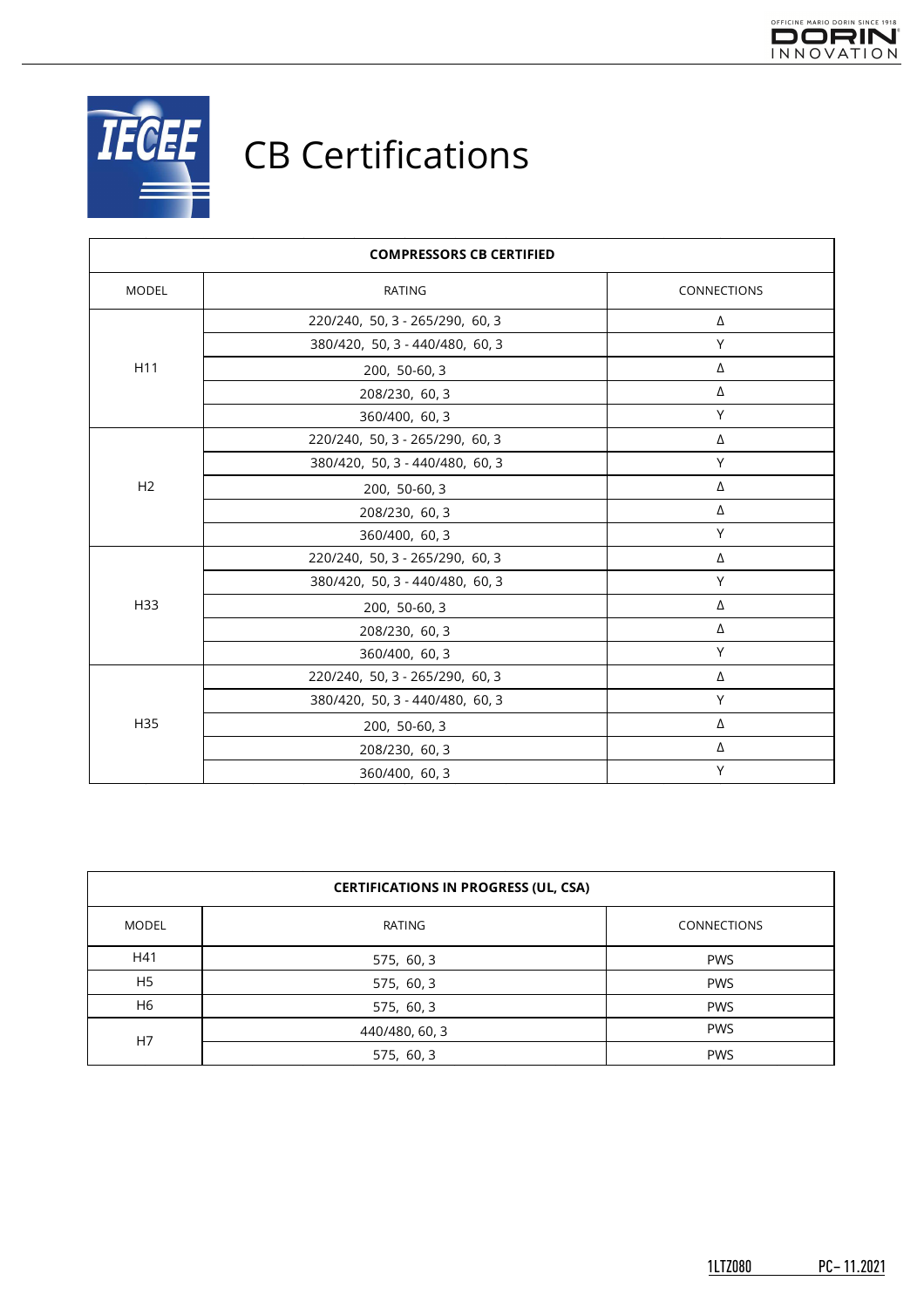# CB Certifications

| COMPRESSORS CB CERTIFIED | | |
|---|---|---|
| MODEL | RATING | CONNECTIONS |
| H11 | 220/240, 50, 3 - 265/290, 60, 3 | Δ |
| | 380/420, 50, 3 - 440/480, 60, 3 | Y |
| | 200, 50-60, 3 | Δ |
| | 208/230, 60, 3 | Δ |
| | 360/400, 60, 3 | Y |
| H2 | 220/240, 50, 3 - 265/290, 60, 3 | Δ |
| | 380/420, 50, 3 - 440/480, 60, 3 | Y |
| | 200, 50-60, 3 | Δ |
| | 208/230, 60, 3 | Δ |
| | 360/400, 60, 3 | Y |
| H33 | 220/240, 50, 3 - 265/290, 60, 3 | Δ |
| | 380/420, 50, 3 - 440/480, 60, 3 | Y |
| | 200, 50-60, 3 | Δ |
| | 208/230, 60, 3 | Δ |
| | 360/400, 60, 3 | Y |
| H35 | 220/240, 50, 3 - 265/290, 60, 3 | Δ |
| | 380/420, 50, 3 - 440/480, 60, 3 | Y |
| | 200, 50-60, 3 | Δ |
| | 208/230, 60, 3 | Δ |
| | 360/400, 60, 3 | Y |

| CERTIFICATIONS IN PROGRESS (UL, CSA) | | |
|---|---|---|
| MODEL | RATING | CONNECTIONS |
| H41 | 575, 60, 3 | PWS |
| H5 | 575, 60, 3 | PWS |
| H6 | 575, 60, 3 | PWS |
| H7 | 440/480, 60, 3 | PWS |
| | 575, 60, 3 | PWS |

1LTZ080 PC– 11.2021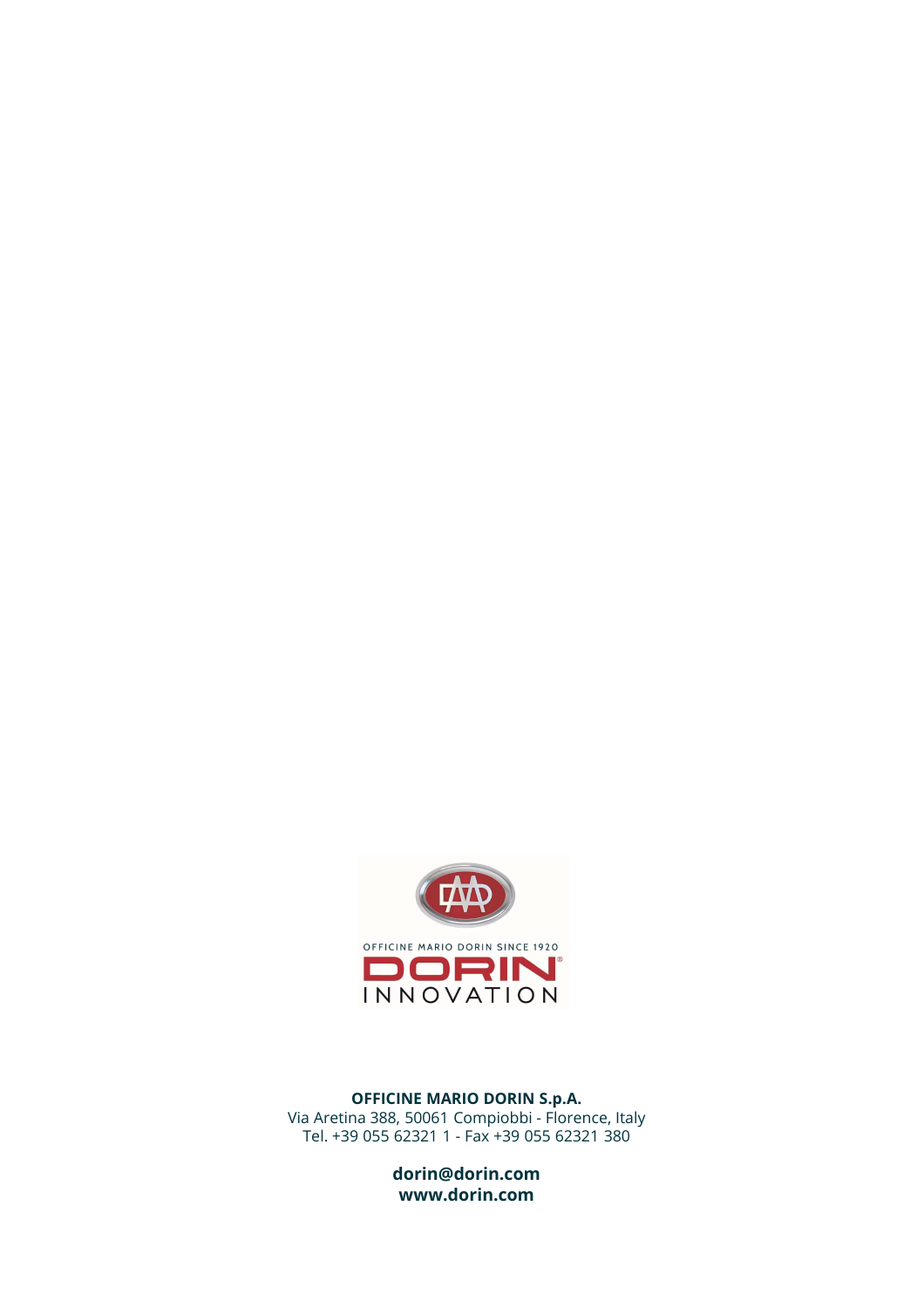OFFICINE MARIO DORIN SINCE 1920

DORIN

INNOVATION

**OFFICINE MARIO DORIN S.p.A.**
Via Aretina 388, 50061 Compiobbi - Florence, Italy
Tel. +39 055 62321 1 - Fax +39 055 62321 380

**dorin@dorin.com**
**www.dorin.com**